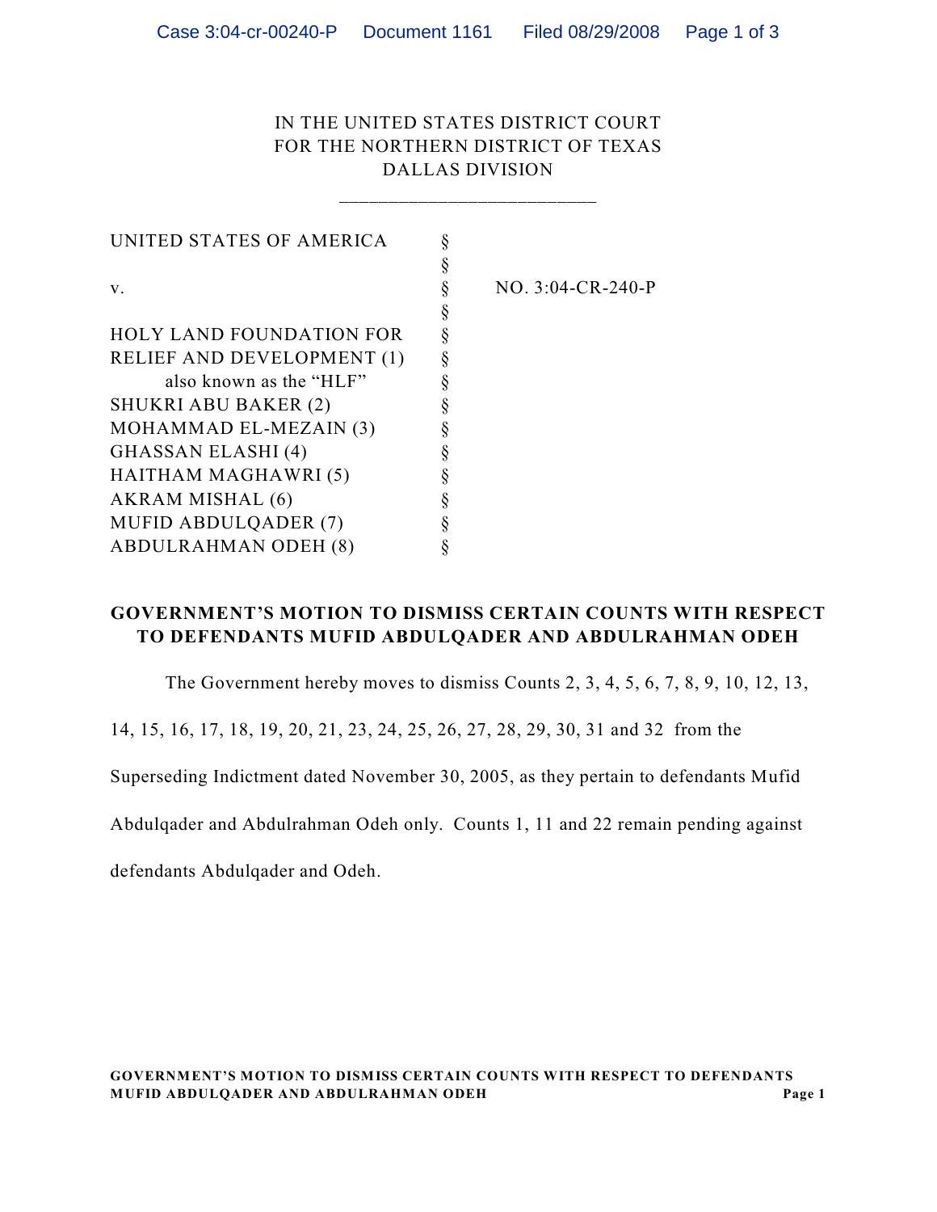IN THE UNITED STATES DISTRICT COURT
FOR THE NORTHERN DISTRICT OF TEXAS
DALLAS DIVISION

---

| | | |
|---|---|---|
| UNITED STATES OF AMERICA | § | |
| | § | |
| v. | § | NO. 3:04-CR-240-P |
| | § | |
| HOLY LAND FOUNDATION FOR RELIEF AND DEVELOPMENT (1) | § | |
| also known as the "HLF" | § | |
| SHUKRI ABU BAKER (2) | § | |
| MOHAMMAD EL-MEZAIN (3) | § | |
| GHASSAN ELASHI (4) | § | |
| HAITHAM MAGHAWRI (5) | § | |
| AKRAM MISHAL (6) | § | |
| MUFID ABDULQADER (7) | § | |
| ABDULRAHMAN ODEH (8) | § | |

## GOVERNMENT'S MOTION TO DISMISS CERTAIN COUNTS WITH RESPECT TO DEFENDANTS MUFID ABDULQADER AND ABDULRAHMAN ODEH

The Government hereby moves to dismiss Counts 2, 3, 4, 5, 6, 7, 8, 9, 10, 12, 13, 14, 15, 16, 17, 18, 19, 20, 21, 23, 24, 25, 26, 27, 28, 29, 30, 31 and 32 from the Superseding Indictment dated November 30, 2005, as they pertain to defendants Mufid Abdulqader and Abdulrahman Odeh only. Counts 1, 11 and 22 remain pending against defendants Abdulqader and Odeh.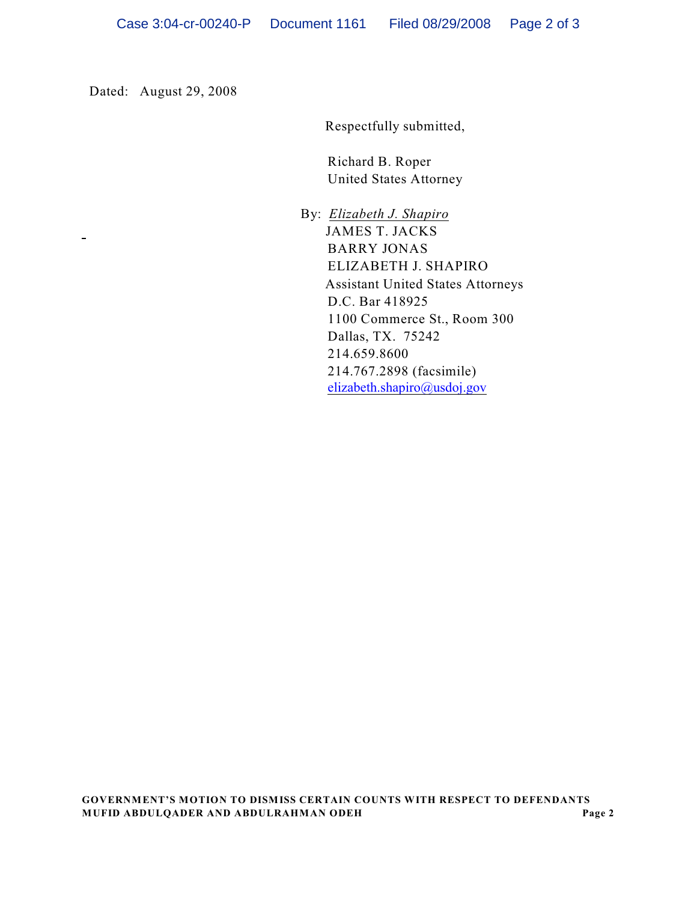Dated: August 29, 2008

Respectfully submitted,

Richard B. Roper  
United States Attorney

By: _Elizabeth J. Shapiro_  
JAMES T. JACKS  
BARRY JONAS  
ELIZABETH J. SHAPIRO  
Assistant United States Attorneys  
D.C. Bar 418925  
1100 Commerce St., Room 300  
Dallas, TX. 75242  
214.659.8600  
214.767.2898 (facsimile)  
elizabeth.shapiro@usdoj.gov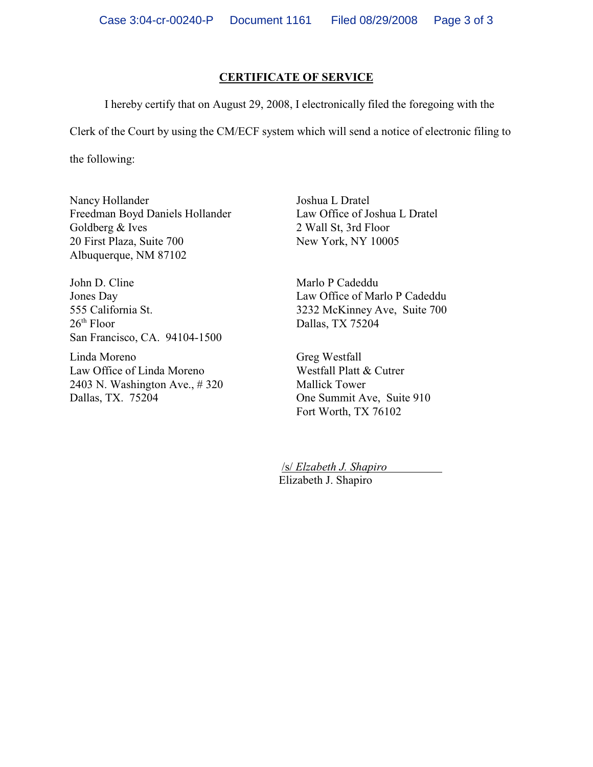## CERTIFICATE OF SERVICE

I hereby certify that on August 29, 2008, I electronically filed the foregoing with the Clerk of the Court by using the CM/ECF system which will send a notice of electronic filing to the following:

Nancy Hollander
Freedman Boyd Daniels Hollander
Goldberg & Ives
20 First Plaza, Suite 700
Albuquerque, NM 87102

Joshua L Dratel
Law Office of Joshua L Dratel
2 Wall St, 3rd Floor
New York, NY 10005

John D. Cline
Jones Day
555 California St.
26th Floor
San Francisco, CA. 94104-1500

Marlo P Cadeddu
Law Office of Marlo P Cadeddu
3232 McKinney Ave, Suite 700
Dallas, TX 75204

Linda Moreno
Law Office of Linda Moreno
2403 N. Washington Ave., # 320
Dallas, TX. 75204

Greg Westfall
Westfall Platt & Cutrer
Mallick Tower
One Summit Ave, Suite 910
Fort Worth, TX 76102

/s/ *Elzabeth J. Shapiro*
Elizabeth J. Shapiro